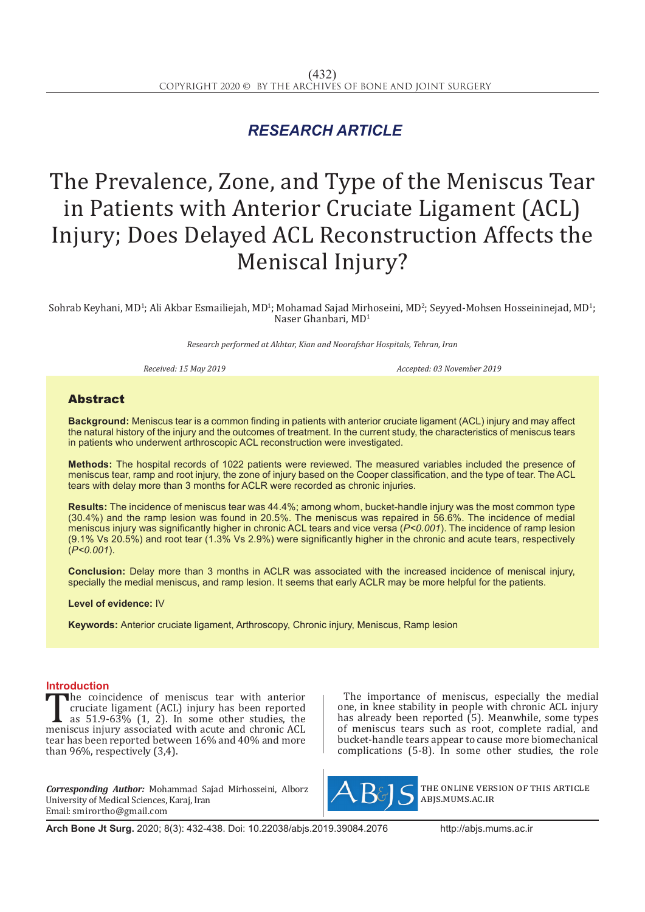*RESEARCH ARTICLE*

# The Prevalence, Zone, and Type of the Meniscus Tear in Patients with Anterior Cruciate Ligament (ACL) Injury; Does Delayed ACL Reconstruction Affects the Meniscal Injury?

Sohrab Keyhani, MD[1]; Ali Akbar Esmailiejah, MD[1]; Mohamad Sajad Mirhoseini, MD[2]; Seyyed-Mohsen Hosseininejad, MD[1]; Naser Ghanbari, MD[1]

*Research performed at Akhtar, Kian and Noorafshar Hospitals, Tehran, Iran*

*Received: 15 May 2019* *Accepted: 03 November 2019*

## Abstract

**Background:** Meniscus tear is a common finding in patients with anterior cruciate ligament (ACL) injury and may affect the natural history of the injury and the outcomes of treatment. In the current study, the characteristics of meniscus tears in patients who underwent arthroscopic ACL reconstruction were investigated.

**Methods:** The hospital records of 1022 patients were reviewed. The measured variables included the presence of meniscus tear, ramp and root injury, the zone of injury based on the Cooper classification, and the type of tear. The ACL tears with delay more than 3 months for ACLR were recorded as chronic injuries.

**Results:** The incidence of meniscus tear was 44.4%; among whom, bucket-handle injury was the most common type (30.4%) and the ramp lesion was found in 20.5%. The meniscus was repaired in 56.6%. The incidence of medial meniscus injury was significantly higher in chronic ACL tears and vice versa (*P<0.001*). The incidence of ramp lesion (9.1% Vs 20.5%) and root tear (1.3% Vs 2.9%) were significantly higher in the chronic and acute tears, respectively (*P<0.001*).

**Conclusion:** Delay more than 3 months in ACLR was associated with the increased incidence of meniscal injury, specially the medial meniscus, and ramp lesion. It seems that early ACLR may be more helpful for the patients.

**Level of evidence:** IV

**Keywords:** Anterior cruciate ligament, Arthroscopy, Chronic injury, Meniscus, Ramp lesion

## Introduction

The coincidence of meniscus tear with anterior cruciate ligament (ACL) injury has been reported as 51.9-63% (1, 2). In some other studies, the meniscus injury associated with acute and chronic ACL tear has been reported between 16% and 40% and more than 96%, respectively (3,4).

The importance of meniscus, especially the medial one, in knee stability in people with chronic ACL injury has already been reported (5). Meanwhile, some types of meniscus tears such as root, complete radial, and bucket-handle tears appear to cause more biomechanical complications (5-8). In some other studies, the role

***Corresponding Author:*** Mohammad Sajad Mirhosseini, Alborz University of Medical Sciences, Karaj, Iran
Email: smirortho@gmail.com

THE ONLINE VERSION OF THIS ARTICLE ABJS.MUMS.AC.IR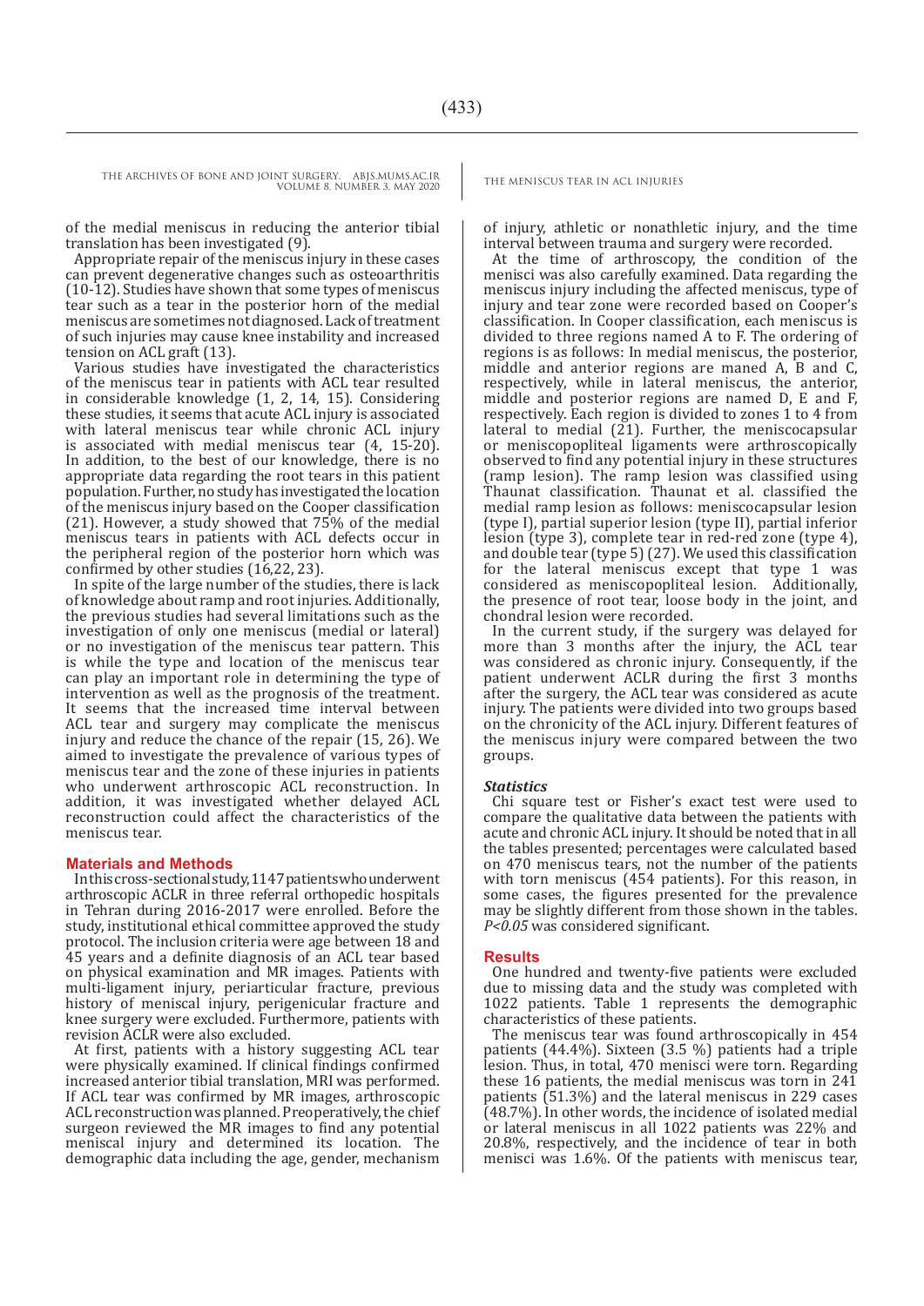of the medial meniscus in reducing the anterior tibial translation has been investigated (9).

Appropriate repair of the meniscus injury in these cases can prevent degenerative changes such as osteoarthritis (10-12). Studies have shown that some types of meniscus tear such as a tear in the posterior horn of the medial meniscus are sometimes not diagnosed. Lack of treatment of such injuries may cause knee instability and increased tension on ACL graft (13).

Various studies have investigated the characteristics of the meniscus tear in patients with ACL tear resulted in considerable knowledge (1, 2, 14, 15). Considering these studies, it seems that acute ACL injury is associated with lateral meniscus tear while chronic ACL injury is associated with medial meniscus tear (4, 15-20). In addition, to the best of our knowledge, there is no appropriate data regarding the root tears in this patient population. Further, no study has investigated the location of the meniscus injury based on the Cooper classification (21). However, a study showed that 75% of the medial meniscus tears in patients with ACL defects occur in the peripheral region of the posterior horn which was confirmed by other studies (16,22, 23).

In spite of the large number of the studies, there is lack of knowledge about ramp and root injuries. Additionally, the previous studies had several limitations such as the investigation of only one meniscus (medial or lateral) or no investigation of the meniscus tear pattern. This is while the type and location of the meniscus tear can play an important role in determining the type of intervention as well as the prognosis of the treatment. It seems that the increased time interval between ACL tear and surgery may complicate the meniscus injury and reduce the chance of the repair (15, 26). We aimed to investigate the prevalence of various types of meniscus tear and the zone of these injuries in patients who underwent arthroscopic ACL reconstruction. In addition, it was investigated whether delayed ACL reconstruction could affect the characteristics of the meniscus tear.

## Materials and Methods

In this cross-sectional study, 1147 patients who underwent arthroscopic ACLR in three referral orthopedic hospitals in Tehran during 2016-2017 were enrolled. Before the study, institutional ethical committee approved the study protocol. The inclusion criteria were age between 18 and 45 years and a definite diagnosis of an ACL tear based on physical examination and MR images. Patients with multi-ligament injury, periarticular fracture, previous history of meniscal injury, perigenicular fracture and knee surgery were excluded. Furthermore, patients with revision ACLR were also excluded.

At first, patients with a history suggesting ACL tear were physically examined. If clinical findings confirmed increased anterior tibial translation, MRI was performed. If ACL tear was confirmed by MR images, arthroscopic ACL reconstruction was planned. Preoperatively, the chief surgeon reviewed the MR images to find any potential meniscal injury and determined its location. The demographic data including the age, gender, mechanism of injury, athletic or nonathletic injury, and the time interval between trauma and surgery were recorded.

At the time of arthroscopy, the condition of the menisci was also carefully examined. Data regarding the meniscus injury including the affected meniscus, type of injury and tear zone were recorded based on Cooper's classification. In Cooper classification, each meniscus is divided to three regions named A to F. The ordering of regions is as follows: In medial meniscus, the posterior, middle and anterior regions are maned A, B and C, respectively, while in lateral meniscus, the anterior, middle and posterior regions are named D, E and F, respectively. Each region is divided to zones 1 to 4 from lateral to medial (21). Further, the meniscocapsular or meniscopopliteal ligaments were arthroscopically observed to find any potential injury in these structures (ramp lesion). The ramp lesion was classified using Thaunat classification. Thaunat et al. classified the medial ramp lesion as follows: meniscocapsular lesion (type I), partial superior lesion (type II), partial inferior lesion (type 3), complete tear in red-red zone (type 4), and double tear (type 5) (27). We used this classification for the lateral meniscus except that type 1 was considered as meniscopopliteal lesion. Additionally, the presence of root tear, loose body in the joint, and chondral lesion were recorded.

In the current study, if the surgery was delayed for more than 3 months after the injury, the ACL tear was considered as chronic injury. Consequently, if the patient underwent ACLR during the first 3 months after the surgery, the ACL tear was considered as acute injury. The patients were divided into two groups based on the chronicity of the ACL injury. Different features of the meniscus injury were compared between the two groups.

### *Statistics*

Chi square test or Fisher's exact test were used to compare the qualitative data between the patients with acute and chronic ACL injury. It should be noted that in all the tables presented; percentages were calculated based on 470 meniscus tears, not the number of the patients with torn meniscus (454 patients). For this reason, in some cases, the figures presented for the prevalence may be slightly different from those shown in the tables. *P<0.05* was considered significant.

## Results

One hundred and twenty-five patients were excluded due to missing data and the study was completed with 1022 patients. Table 1 represents the demographic characteristics of these patients.

The meniscus tear was found arthroscopically in 454 patients (44.4%). Sixteen (3.5 %) patients had a triple lesion. Thus, in total, 470 menisci were torn. Regarding these 16 patients, the medial meniscus was torn in 241 patients (51.3%) and the lateral meniscus in 229 cases (48.7%). In other words, the incidence of isolated medial or lateral meniscus in all 1022 patients was 22% and 20.8%, respectively, and the incidence of tear in both menisci was 1.6%. Of the patients with meniscus tear,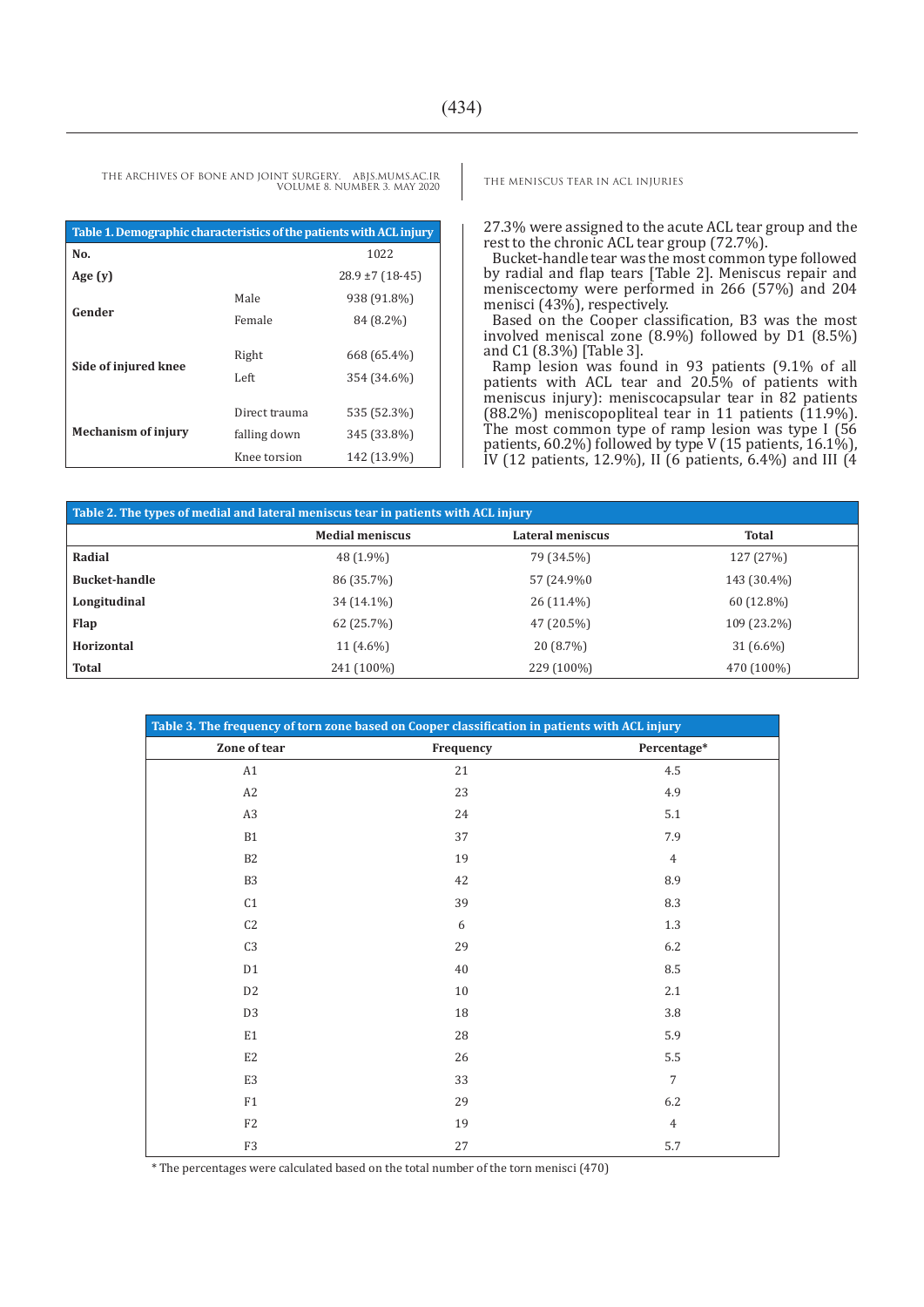**Table 1. Demographic characteristics of the patients with ACL injury**

| | | |
|---|---|---|
| **No.** | | 1022 |
| **Age (y)** | | 28.9 ±7 (18-45) |
| **Gender** | Male | 938 (91.8%) |
| | Female | 84 (8.2%) |
| **Side of injured knee** | Right | 668 (65.4%) |
| | Left | 354 (34.6%) |
| **Mechanism of injury** | Direct trauma | 535 (52.3%) |
| | falling down | 345 (33.8%) |
| | Knee torsion | 142 (13.9%) |

27.3% were assigned to the acute ACL tear group and the rest to the chronic ACL tear group (72.7%).

Bucket-handle tear was the most common type followed by radial and flap tears [Table 2]. Meniscus repair and meniscectomy were performed in 266 (57%) and 204 menisci (43%), respectively.

Based on the Cooper classification, B3 was the most involved meniscal zone (8.9%) followed by D1 (8.5%) and C1 (8.3%) [Table 3].

Ramp lesion was found in 93 patients (9.1% of all patients with ACL tear and 20.5% of patients with meniscus injury): meniscocapsular tear in 82 patients (88.2%) meniscopopliteal tear in 11 patients (11.9%). The most common type of ramp lesion was type I (56 patients, 60.2%) followed by type V (15 patients, 16.1%), IV (12 patients, 12.9%), II (6 patients, 6.4%) and III (4

**Table 2. The types of medial and lateral meniscus tear in patients with ACL injury**

| | Medial meniscus | Lateral meniscus | Total |
|---|---|---|---|
| **Radial** | 48 (1.9%) | 79 (34.5%) | 127 (27%) |
| **Bucket-handle** | 86 (35.7%) | 57 (24.9%0 | 143 (30.4%) |
| **Longitudinal** | 34 (14.1%) | 26 (11.4%) | 60 (12.8%) |
| **Flap** | 62 (25.7%) | 47 (20.5%) | 109 (23.2%) |
| **Horizontal** | 11 (4.6%) | 20 (8.7%) | 31 (6.6%) |
| **Total** | 241 (100%) | 229 (100%) | 470 (100%) |

**Table 3. The frequency of torn zone based on Cooper classification in patients with ACL injury**

| Zone of tear | Frequency | Percentage* |
|---|---|---|
| A1 | 21 | 4.5 |
| A2 | 23 | 4.9 |
| A3 | 24 | 5.1 |
| B1 | 37 | 7.9 |
| B2 | 19 | 4 |
| B3 | 42 | 8.9 |
| C1 | 39 | 8.3 |
| C2 | 6 | 1.3 |
| C3 | 29 | 6.2 |
| D1 | 40 | 8.5 |
| D2 | 10 | 2.1 |
| D3 | 18 | 3.8 |
| E1 | 28 | 5.9 |
| E2 | 26 | 5.5 |
| E3 | 33 | 7 |
| F1 | 29 | 6.2 |
| F2 | 19 | 4 |
| F3 | 27 | 5.7 |

* The percentages were calculated based on the total number of the torn menisci (470)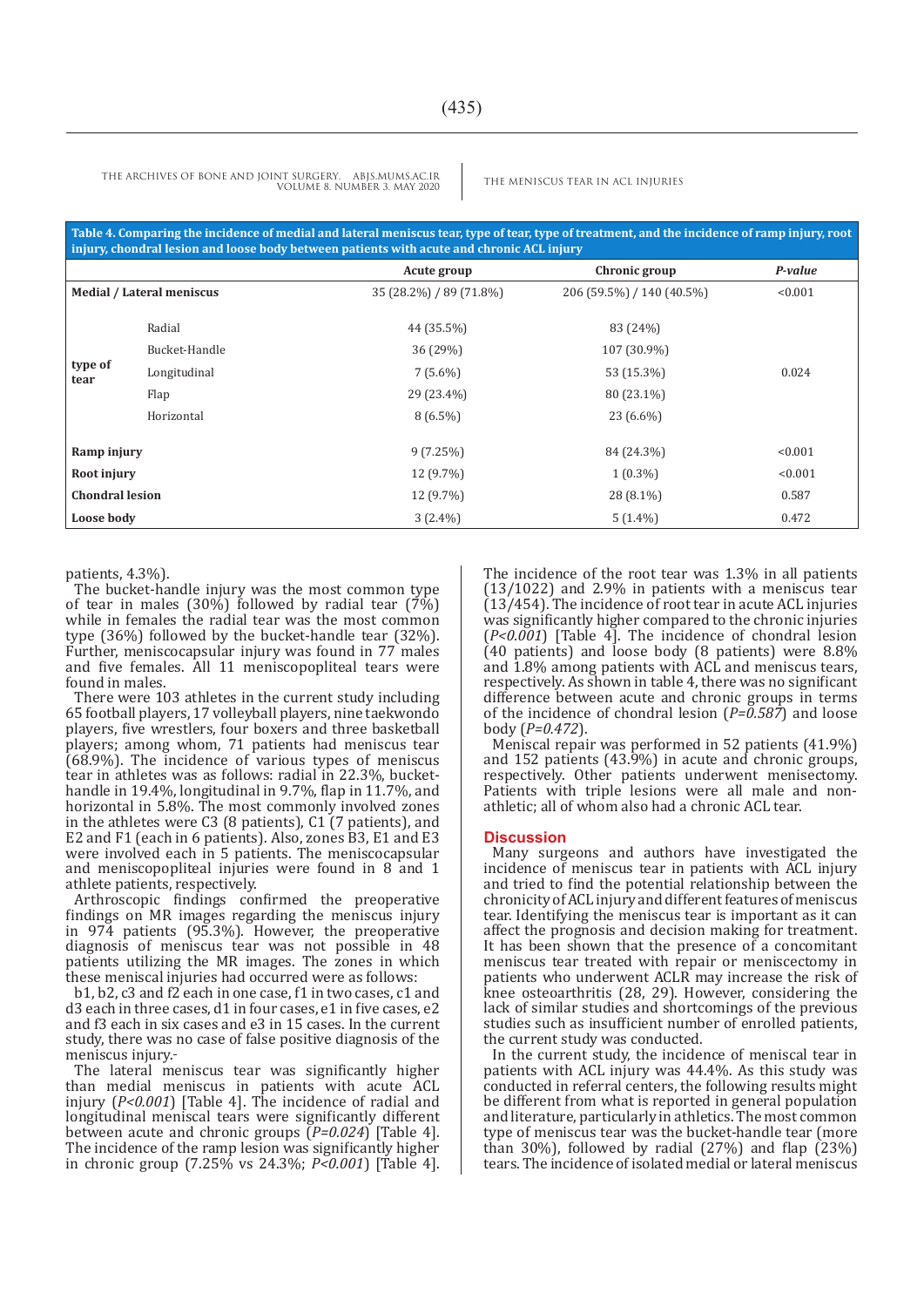**Table 4. Comparing the incidence of medial and lateral meniscus tear, type of tear, type of treatment, and the incidence of ramp injury, root injury, chondral lesion and loose body between patients with acute and chronic ACL injury**

| | | Acute group | Chronic group | *P-value* |
|---|---|---|---|---|
| **Medial / Lateral meniscus** | | 35 (28.2%) / 89 (71.8%) | 206 (59.5%) / 140 (40.5%) | <0.001 |
| **type of tear** | Radial | 44 (35.5%) | 83 (24%) | 0.024 |
| | Bucket-Handle | 36 (29%) | 107 (30.9%) | |
| | Longitudinal | 7 (5.6%) | 53 (15.3%) | |
| | Flap | 29 (23.4%) | 80 (23.1%) | |
| | Horizontal | 8 (6.5%) | 23 (6.6%) | |
| **Ramp injury** | | 9 (7.25%) | 84 (24.3%) | <0.001 |
| **Root injury** | | 12 (9.7%) | 1 (0.3%) | <0.001 |
| **Chondral lesion** | | 12 (9.7%) | 28 (8.1%) | 0.587 |
| **Loose body** | | 3 (2.4%) | 5 (1.4%) | 0.472 |

patients, 4.3%).

The bucket-handle injury was the most common type of tear in males (30%) followed by radial tear (7%) while in females the radial tear was the most common type (36%) followed by the bucket-handle tear (32%). Further, meniscocapsular injury was found in 77 males and five females. All 11 meniscopopliteal tears were found in males.

There were 103 athletes in the current study including 65 football players, 17 volleyball players, nine taekwondo players, five wrestlers, four boxers and three basketball players; among whom, 71 patients had meniscus tear (68.9%). The incidence of various types of meniscus tear in athletes was as follows: radial in 22.3%, bucket-handle in 19.4%, longitudinal in 9.7%, flap in 11.7%, and horizontal in 5.8%. The most commonly involved zones in the athletes were C3 (8 patients), C1 (7 patients), and E2 and F1 (each in 6 patients). Also, zones B3, E1 and E3 were involved each in 5 patients. The meniscocapsular and meniscopopliteal injuries were found in 8 and 1 athlete patients, respectively.

Arthroscopic findings confirmed the preoperative findings on MR images regarding the meniscus injury in 974 patients (95.3%). However, the preoperative diagnosis of meniscus tear was not possible in 48 patients utilizing the MR images. The zones in which these meniscal injuries had occurred were as follows:

b1, b2, c3 and f2 each in one case, f1 in two cases, c1 and d3 each in three cases, d1 in four cases, e1 in five cases, e2 and f3 each in six cases and e3 in 15 cases. In the current study, there was no case of false positive diagnosis of the meniscus injury.-

The lateral meniscus tear was significantly higher than medial meniscus in patients with acute ACL injury (*P<0.001*) [Table 4]. The incidence of radial and longitudinal meniscal tears were significantly different between acute and chronic groups (*P=0.024*) [Table 4]. The incidence of the ramp lesion was significantly higher in chronic group (7.25% vs 24.3%; *P<0.001*) [Table 4]. The incidence of the root tear was 1.3% in all patients (13/1022) and 2.9% in patients with a meniscus tear (13/454). The incidence of root tear in acute ACL injuries was significantly higher compared to the chronic injuries (*P<0.001*) [Table 4]. The incidence of chondral lesion (40 patients) and loose body (8 patients) were 8.8% and 1.8% among patients with ACL and meniscus tears, respectively. As shown in table 4, there was no significant difference between acute and chronic groups in terms of the incidence of chondral lesion (*P=0.587*) and loose body (*P=0.472*).

Meniscal repair was performed in 52 patients (41.9%) and 152 patients (43.9%) in acute and chronic groups, respectively. Other patients underwent menisectomy. Patients with triple lesions were all male and non-athletic; all of whom also had a chronic ACL tear.

## Discussion

Many surgeons and authors have investigated the incidence of meniscus tear in patients with ACL injury and tried to find the potential relationship between the chronicity of ACL injury and different features of meniscus tear. Identifying the meniscus tear is important as it can affect the prognosis and decision making for treatment. It has been shown that the presence of a concomitant meniscus tear treated with repair or meniscectomy in patients who underwent ACLR may increase the risk of knee osteoarthritis (28, 29). However, considering the lack of similar studies and shortcomings of the previous studies such as insufficient number of enrolled patients, the current study was conducted.

In the current study, the incidence of meniscal tear in patients with ACL injury was 44.4%. As this study was conducted in referral centers, the following results might be different from what is reported in general population and literature, particularly in athletics. The most common type of meniscus tear was the bucket-handle tear (more than 30%), followed by radial (27%) and flap (23%) tears. The incidence of isolated medial or lateral meniscus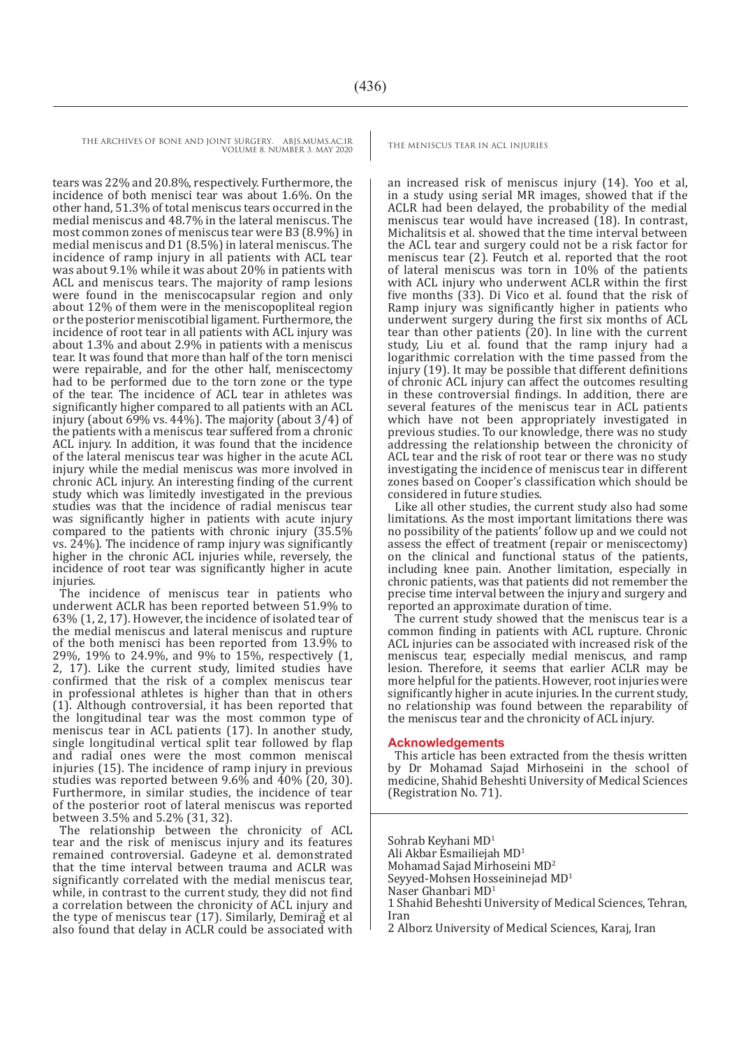tears was 22% and 20.8%, respectively. Furthermore, the incidence of both menisci tear was about 1.6%. On the other hand, 51.3% of total meniscus tears occurred in the medial meniscus and 48.7% in the lateral meniscus. The most common zones of meniscus tear were B3 (8.9%) in medial meniscus and D1 (8.5%) in lateral meniscus. The incidence of ramp injury in all patients with ACL tear was about 9.1% while it was about 20% in patients with ACL and meniscus tears. The majority of ramp lesions were found in the meniscocapsular region and only about 12% of them were in the meniscopopliteal region or the posterior meniscotibial ligament. Furthermore, the incidence of root tear in all patients with ACL injury was about 1.3% and about 2.9% in patients with a meniscus tear. It was found that more than half of the torn menisci were repairable, and for the other half, meniscectomy had to be performed due to the torn zone or the type of the tear. The incidence of ACL tear in athletes was significantly higher compared to all patients with an ACL injury (about 69% vs. 44%). The majority (about 3/4) of the patients with a meniscus tear suffered from a chronic ACL injury. In addition, it was found that the incidence of the lateral meniscus tear was higher in the acute ACL injury while the medial meniscus was more involved in chronic ACL injury. An interesting finding of the current study which was limitedly investigated in the previous studies was that the incidence of radial meniscus tear was significantly higher in patients with acute injury compared to the patients with chronic injury (35.5% vs. 24%). The incidence of ramp injury was significantly higher in the chronic ACL injuries while, reversely, the incidence of root tear was significantly higher in acute injuries.

The incidence of meniscus tear in patients who underwent ACLR has been reported between 51.9% to 63% (1, 2, 17). However, the incidence of isolated tear of the medial meniscus and lateral meniscus and rupture of the both menisci has been reported from 13.9% to 29%, 19% to 24.9%, and 9% to 15%, respectively (1, 2, 17). Like the current study, limited studies have confirmed that the risk of a complex meniscus tear in professional athletes is higher than that in others (1). Although controversial, it has been reported that the longitudinal tear was the most common type of meniscus tear in ACL patients (17). In another study, single longitudinal vertical split tear followed by flap and radial ones were the most common meniscal injuries (15). The incidence of ramp injury in previous studies was reported between 9.6% and 40% (20, 30). Furthermore, in similar studies, the incidence of tear of the posterior root of lateral meniscus was reported between 3.5% and 5.2% (31, 32).

The relationship between the chronicity of ACL tear and the risk of meniscus injury and its features remained controversial. Gadeyne et al. demonstrated that the time interval between trauma and ACLR was significantly correlated with the medial meniscus tear, while, in contrast to the current study, they did not find a correlation between the chronicity of ACL injury and the type of meniscus tear (17). Similarly, Demirağ et al also found that delay in ACLR could be associated with an increased risk of meniscus injury (14). Yoo et al, in a study using serial MR images, showed that if the ACLR had been delayed, the probability of the medial meniscus tear would have increased (18). In contrast, Michalitsis et al. showed that the time interval between the ACL tear and surgery could not be a risk factor for meniscus tear (2). Feutch et al. reported that the root of lateral meniscus was torn in 10% of the patients with ACL injury who underwent ACLR within the first five months (33). Di Vico et al. found that the risk of Ramp injury was significantly higher in patients who underwent surgery during the first six months of ACL tear than other patients (20). In line with the current study, Liu et al. found that the ramp injury had a logarithmic correlation with the time passed from the injury (19). It may be possible that different definitions of chronic ACL injury can affect the outcomes resulting in these controversial findings. In addition, there are several features of the meniscus tear in ACL patients which have not been appropriately investigated in previous studies. To our knowledge, there was no study addressing the relationship between the chronicity of ACL tear and the risk of root tear or there was no study investigating the incidence of meniscus tear in different zones based on Cooper's classification which should be considered in future studies.

Like all other studies, the current study also had some limitations. As the most important limitations there was no possibility of the patients' follow up and we could not assess the effect of treatment (repair or meniscectomy) on the clinical and functional status of the patients, including knee pain. Another limitation, especially in chronic patients, was that patients did not remember the precise time interval between the injury and surgery and reported an approximate duration of time.

The current study showed that the meniscus tear is a common finding in patients with ACL rupture. Chronic ACL injuries can be associated with increased risk of the meniscus tear, especially medial meniscus, and ramp lesion. Therefore, it seems that earlier ACLR may be more helpful for the patients. However, root injuries were significantly higher in acute injuries. In the current study, no relationship was found between the reparability of the meniscus tear and the chronicity of ACL injury.

## Acknowledgements

This article has been extracted from the thesis written by Dr Mohamad Sajad Mirhoseini in the school of medicine, Shahid Beheshti University of Medical Sciences (Registration No. 71).

Sohrab Keyhani MD[1]
Ali Akbar Esmailiejah MD[1]
Mohamad Sajad Mirhoseini MD[2]
Seyyed-Mohsen Hosseininejad MD[1]
Naser Ghanbari MD[1]
1 Shahid Beheshti University of Medical Sciences, Tehran, Iran
2 Alborz University of Medical Sciences, Karaj, Iran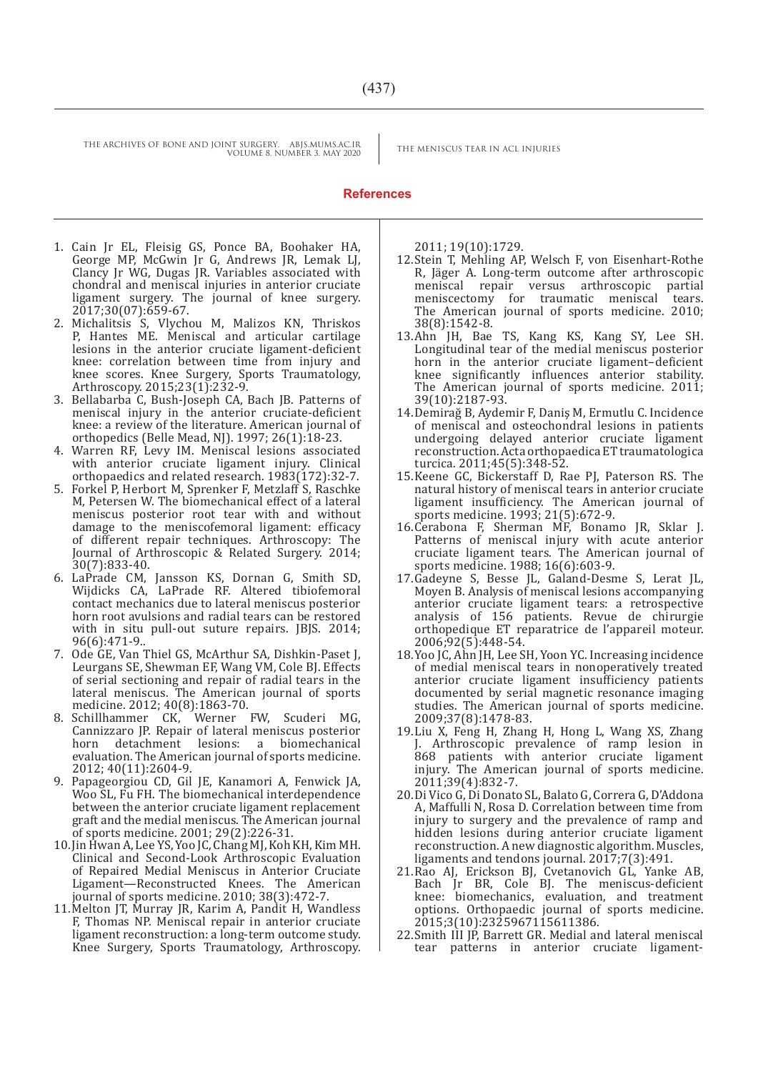## References

1. Cain Jr EL, Fleisig GS, Ponce BA, Boohaker HA, George MP, McGwin Jr G, Andrews JR, Lemak LJ, Clancy Jr WG, Dugas JR. Variables associated with chondral and meniscal injuries in anterior cruciate ligament surgery. The journal of knee surgery. 2017;30(07):659-67.
2. Michalitsis S, Vlychou M, Malizos KN, Thriskos P, Hantes ME. Meniscal and articular cartilage lesions in the anterior cruciate ligament-deficient knee: correlation between time from injury and knee scores. Knee Surgery, Sports Traumatology, Arthroscopy. 2015;23(1):232-9.
3. Bellabarba C, Bush-Joseph CA, Bach JB. Patterns of meniscal injury in the anterior cruciate-deficient knee: a review of the literature. American journal of orthopedics (Belle Mead, NJ). 1997; 26(1):18-23.
4. Warren RF, Levy IM. Meniscal lesions associated with anterior cruciate ligament injury. Clinical orthopaedics and related research. 1983(172):32-7.
5. Forkel P, Herbort M, Sprenker F, Metzlaff S, Raschke M, Petersen W. The biomechanical effect of a lateral meniscus posterior root tear with and without damage to the meniscofemoral ligament: efficacy of different repair techniques. Arthroscopy: The Journal of Arthroscopic & Related Surgery. 2014; 30(7):833-40.
6. LaPrade CM, Jansson KS, Dornan G, Smith SD, Wijdicks CA, LaPrade RF. Altered tibiofemoral contact mechanics due to lateral meniscus posterior horn root avulsions and radial tears can be restored with in situ pull-out suture repairs. JBJS. 2014; 96(6):471-9..
7. Ode GE, Van Thiel GS, McArthur SA, Dishkin-Paset J, Leurgans SE, Shewman EF, Wang VM, Cole BJ. Effects of serial sectioning and repair of radial tears in the lateral meniscus. The American journal of sports medicine. 2012; 40(8):1863-70.
8. Schillhammer CK, Werner FW, Scuderi MG, Cannizzaro JP. Repair of lateral meniscus posterior horn detachment lesions: a biomechanical evaluation. The American journal of sports medicine. 2012; 40(11):2604-9.
9. Papageorgiou CD, Gil JE, Kanamori A, Fenwick JA, Woo SL, Fu FH. The biomechanical interdependence between the anterior cruciate ligament replacement graft and the medial meniscus. The American journal of sports medicine. 2001; 29(2):226-31.
10. Jin Hwan A, Lee YS, Yoo JC, Chang MJ, Koh KH, Kim MH. Clinical and Second-Look Arthroscopic Evaluation of Repaired Medial Meniscus in Anterior Cruciate Ligament—Reconstructed Knees. The American journal of sports medicine. 2010; 38(3):472-7.
11. Melton JT, Murray JR, Karim A, Pandit H, Wandless F, Thomas NP. Meniscal repair in anterior cruciate ligament reconstruction: a long-term outcome study. Knee Surgery, Sports Traumatology, Arthroscopy. 2011; 19(10):1729.
12. Stein T, Mehling AP, Welsch F, von Eisenhart-Rothe R, Jäger A. Long-term outcome after arthroscopic meniscal repair versus arthroscopic partial meniscectomy for traumatic meniscal tears. The American journal of sports medicine. 2010; 38(8):1542-8.
13. Ahn JH, Bae TS, Kang KS, Kang SY, Lee SH. Longitudinal tear of the medial meniscus posterior horn in the anterior cruciate ligament–deficient knee significantly influences anterior stability. The American journal of sports medicine. 2011; 39(10):2187-93.
14. Demirağ B, Aydemir F, Daniş M, Ermutlu C. Incidence of meniscal and osteochondral lesions in patients undergoing delayed anterior cruciate ligament reconstruction. Acta orthopaedica ET traumatologica turcica. 2011;45(5):348-52.
15. Keene GC, Bickerstaff D, Rae PJ, Paterson RS. The natural history of meniscal tears in anterior cruciate ligament insufficiency. The American journal of sports medicine. 1993; 21(5):672-9.
16. Cerabona F, Sherman MF, Bonamo JR, Sklar J. Patterns of meniscal injury with acute anterior cruciate ligament tears. The American journal of sports medicine. 1988; 16(6):603-9.
17. Gadeyne S, Besse JL, Galand-Desme S, Lerat JL, Moyen B. Analysis of meniscal lesions accompanying anterior cruciate ligament tears: a retrospective analysis of 156 patients. Revue de chirurgie orthopedique ET reparatrice de l'appareil moteur. 2006;92(5):448-54.
18. Yoo JC, Ahn JH, Lee SH, Yoon YC. Increasing incidence of medial meniscal tears in nonoperatively treated anterior cruciate ligament insufficiency patients documented by serial magnetic resonance imaging studies. The American journal of sports medicine. 2009;37(8):1478-83.
19. Liu X, Feng H, Zhang H, Hong L, Wang XS, Zhang J. Arthroscopic prevalence of ramp lesion in 868 patients with anterior cruciate ligament injury. The American journal of sports medicine. 2011;39(4):832-7.
20. Di Vico G, Di Donato SL, Balato G, Correra G, D'Addona A, Maffulli N, Rosa D. Correlation between time from injury to surgery and the prevalence of ramp and hidden lesions during anterior cruciate ligament reconstruction. A new diagnostic algorithm. Muscles, ligaments and tendons journal. 2017;7(3):491.
21. Rao AJ, Erickson BJ, Cvetanovich GL, Yanke AB, Bach Jr BR, Cole BJ. The meniscus-deficient knee: biomechanics, evaluation, and treatment options. Orthopaedic journal of sports medicine. 2015;3(10):2325967115611386.
22. Smith III JP, Barrett GR. Medial and lateral meniscal tear patterns in anterior cruciate ligament-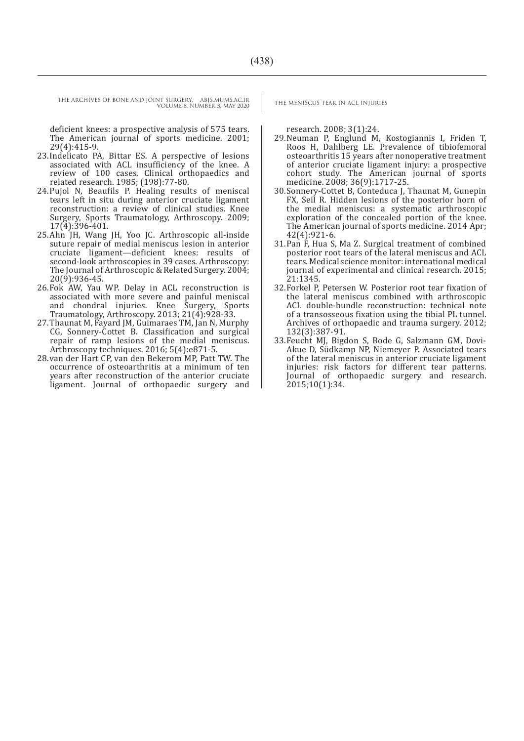deficient knees: a prospective analysis of 575 tears. The American journal of sports medicine. 2001; 29(4):415-9.

23. Indelicato PA, Bittar ES. A perspective of lesions associated with ACL insufficiency of the knee. A review of 100 cases. Clinical orthopaedics and related research. 1985; (198):77-80.
24. Pujol N, Beaufils P. Healing results of meniscal tears left in situ during anterior cruciate ligament reconstruction: a review of clinical studies. Knee Surgery, Sports Traumatology, Arthroscopy. 2009; 17(4):396-401.
25. Ahn JH, Wang JH, Yoo JC. Arthroscopic all-inside suture repair of medial meniscus lesion in anterior cruciate ligament—deficient knees: results of second-look arthroscopies in 39 cases. Arthroscopy: The Journal of Arthroscopic & Related Surgery. 2004; 20(9):936-45.
26. Fok AW, Yau WP. Delay in ACL reconstruction is associated with more severe and painful meniscal and chondral injuries. Knee Surgery, Sports Traumatology, Arthroscopy. 2013; 21(4):928-33.
27. Thaunat M, Fayard JM, Guimaraes TM, Jan N, Murphy CG, Sonnery-Cottet B. Classification and surgical repair of ramp lesions of the medial meniscus. Arthroscopy techniques. 2016; 5(4):e871-5.
28. van der Hart CP, van den Bekerom MP, Patt TW. The occurrence of osteoarthritis at a minimum of ten years after reconstruction of the anterior cruciate ligament. Journal of orthopaedic surgery and research. 2008; 3(1):24.
29. Neuman P, Englund M, Kostogiannis I, Friden T, Roos H, Dahlberg LE. Prevalence of tibiofemoral osteoarthritis 15 years after nonoperative treatment of anterior cruciate ligament injury: a prospective cohort study. The American journal of sports medicine. 2008; 36(9):1717-25.
30. Sonnery-Cottet B, Conteduca J, Thaunat M, Gunepin FX, Seil R. Hidden lesions of the posterior horn of the medial meniscus: a systematic arthroscopic exploration of the concealed portion of the knee. The American journal of sports medicine. 2014 Apr; 42(4):921-6.
31. Pan F, Hua S, Ma Z. Surgical treatment of combined posterior root tears of the lateral meniscus and ACL tears. Medical science monitor: international medical journal of experimental and clinical research. 2015; 21:1345.
32. Forkel P, Petersen W. Posterior root tear fixation of the lateral meniscus combined with arthroscopic ACL double-bundle reconstruction: technical note of a transosseous fixation using the tibial PL tunnel. Archives of orthopaedic and trauma surgery. 2012; 132(3):387-91.
33. Feucht MJ, Bigdon S, Bode G, Salzmann GM, Dovi-Akue D, Südkamp NP, Niemeyer P. Associated tears of the lateral meniscus in anterior cruciate ligament injuries: risk factors for different tear patterns. Journal of orthopaedic surgery and research. 2015;10(1):34.